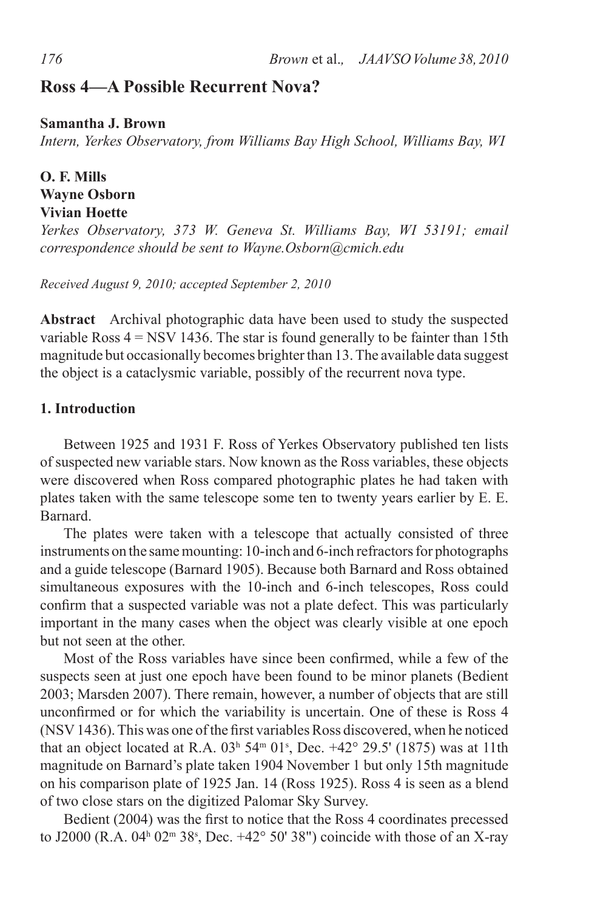# Ross 4—A Possible Recurrent Nova?

**Samantha J. Brown**
*Intern, Yerkes Observatory, from Williams Bay High School, Williams Bay, WI*

**O. F. Mills**
**Wayne Osborn**
**Vivian Hoette**
*Yerkes Observatory, 373 W. Geneva St. Williams Bay, WI 53191; email correspondence should be sent to Wayne.Osborn@cmich.edu*

*Received August 9, 2010; accepted September 2, 2010*

**Abstract** Archival photographic data have been used to study the suspected variable Ross 4 = NSV 1436. The star is found generally to be fainter than 15th magnitude but occasionally becomes brighter than 13. The available data suggest the object is a cataclysmic variable, possibly of the recurrent nova type.

## 1. Introduction

Between 1925 and 1931 F. Ross of Yerkes Observatory published ten lists of suspected new variable stars. Now known as the Ross variables, these objects were discovered when Ross compared photographic plates he had taken with plates taken with the same telescope some ten to twenty years earlier by E. E. Barnard.

The plates were taken with a telescope that actually consisted of three instruments on the same mounting: 10-inch and 6-inch refractors for photographs and a guide telescope (Barnard 1905). Because both Barnard and Ross obtained simultaneous exposures with the 10-inch and 6-inch telescopes, Ross could confirm that a suspected variable was not a plate defect. This was particularly important in the many cases when the object was clearly visible at one epoch but not seen at the other.

Most of the Ross variables have since been confirmed, while a few of the suspects seen at just one epoch have been found to be minor planets (Bedient 2003; Marsden 2007). There remain, however, a number of objects that are still unconfirmed or for which the variability is uncertain. One of these is Ross 4 (NSV 1436). This was one of the first variables Ross discovered, when he noticed that an object located at R.A. $03^h\ 54^m\ 01^s$, Dec. +42° 29.5' (1875) was at 11th magnitude on Barnard's plate taken 1904 November 1 but only 15th magnitude on his comparison plate of 1925 Jan. 14 (Ross 1925). Ross 4 is seen as a blend of two close stars on the digitized Palomar Sky Survey.

Bedient (2004) was the first to notice that the Ross 4 coordinates precessed to J2000 (R.A. $04^h\ 02^m\ 38^s$, Dec. +42° 50' 38") coincide with those of an X-ray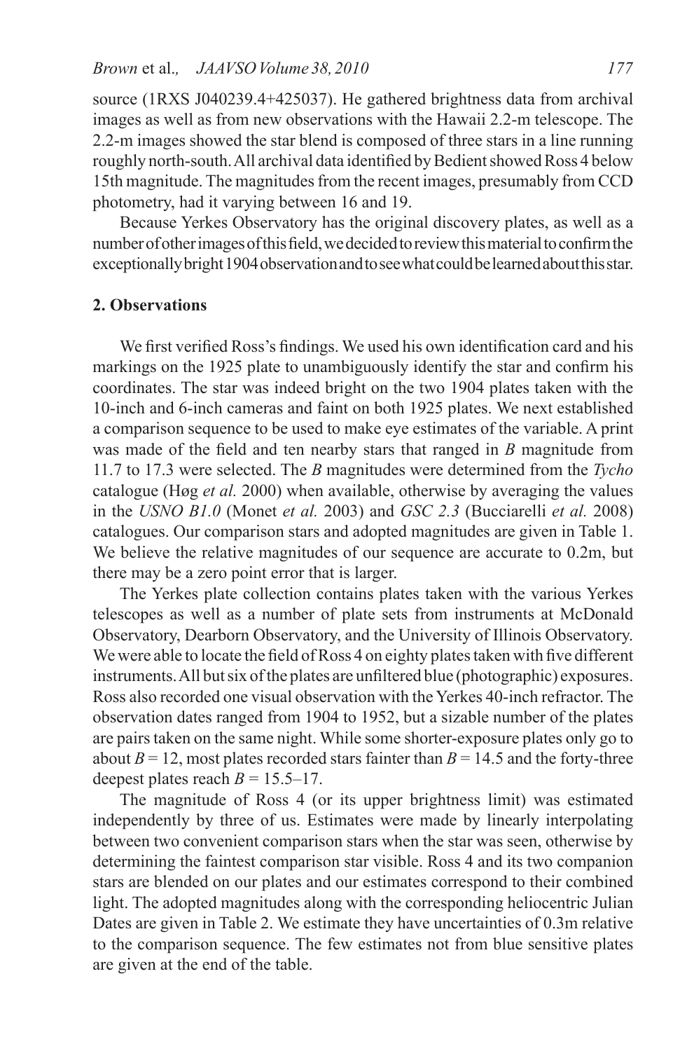source (1RXS J040239.4+425037). He gathered brightness data from archival images as well as from new observations with the Hawaii 2.2-m telescope. The 2.2-m images showed the star blend is composed of three stars in a line running roughly north-south. All archival data identified by Bedient showed Ross 4 below 15th magnitude. The magnitudes from the recent images, presumably from CCD photometry, had it varying between 16 and 19.

Because Yerkes Observatory has the original discovery plates, as well as a number of other images of this field, we decided to review this material to confirm the exceptionally bright 1904 observation and to see what could be learned about this star.

## 2. Observations

We first verified Ross's findings. We used his own identification card and his markings on the 1925 plate to unambiguously identify the star and confirm his coordinates. The star was indeed bright on the two 1904 plates taken with the 10-inch and 6-inch cameras and faint on both 1925 plates. We next established a comparison sequence to be used to make eye estimates of the variable. A print was made of the field and ten nearby stars that ranged in $B$ magnitude from 11.7 to 17.3 were selected. The $B$ magnitudes were determined from the *Tycho* catalogue (Høg *et al.* 2000) when available, otherwise by averaging the values in the *USNO B1.0* (Monet *et al.* 2003) and *GSC 2.3* (Bucciarelli *et al.* 2008) catalogues. Our comparison stars and adopted magnitudes are given in Table 1. We believe the relative magnitudes of our sequence are accurate to 0.2m, but there may be a zero point error that is larger.

The Yerkes plate collection contains plates taken with the various Yerkes telescopes as well as a number of plate sets from instruments at McDonald Observatory, Dearborn Observatory, and the University of Illinois Observatory. We were able to locate the field of Ross 4 on eighty plates taken with five different instruments. All but six of the plates are unfiltered blue (photographic) exposures. Ross also recorded one visual observation with the Yerkes 40-inch refractor. The observation dates ranged from 1904 to 1952, but a sizable number of the plates are pairs taken on the same night. While some shorter-exposure plates only go to about $B = 12$, most plates recorded stars fainter than $B = 14.5$ and the forty-three deepest plates reach $B = 15.5$–17.

The magnitude of Ross 4 (or its upper brightness limit) was estimated independently by three of us. Estimates were made by linearly interpolating between two convenient comparison stars when the star was seen, otherwise by determining the faintest comparison star visible. Ross 4 and its two companion stars are blended on our plates and our estimates correspond to their combined light. The adopted magnitudes along with the corresponding heliocentric Julian Dates are given in Table 2. We estimate they have uncertainties of 0.3m relative to the comparison sequence. The few estimates not from blue sensitive plates are given at the end of the table.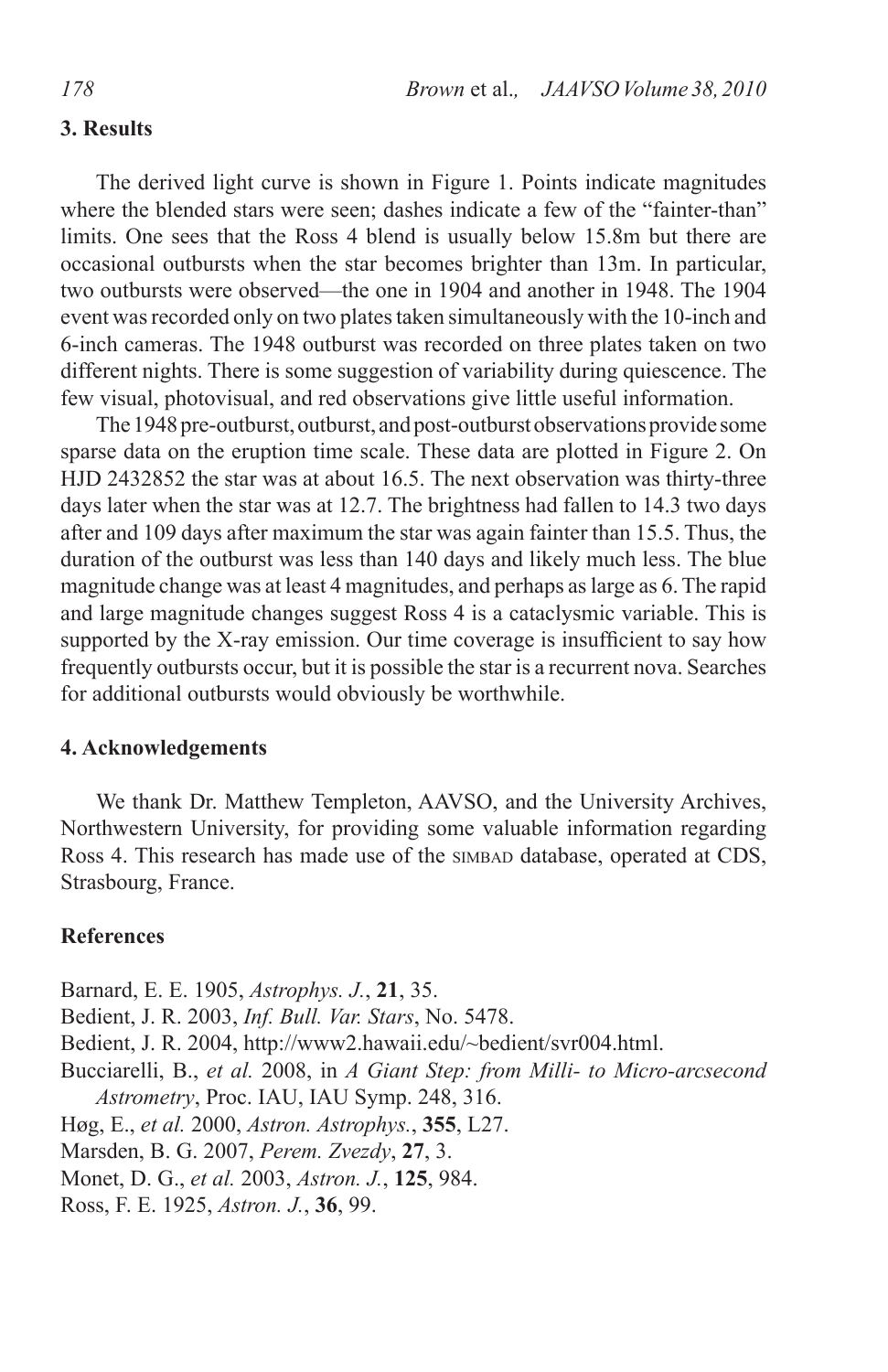## 3. Results

The derived light curve is shown in Figure 1. Points indicate magnitudes where the blended stars were seen; dashes indicate a few of the "fainter-than" limits. One sees that the Ross 4 blend is usually below 15.8m but there are occasional outbursts when the star becomes brighter than 13m. In particular, two outbursts were observed—the one in 1904 and another in 1948. The 1904 event was recorded only on two plates taken simultaneously with the 10-inch and 6-inch cameras. The 1948 outburst was recorded on three plates taken on two different nights. There is some suggestion of variability during quiescence. The few visual, photovisual, and red observations give little useful information.

The 1948 pre-outburst, outburst, and post-outburst observations provide some sparse data on the eruption time scale. These data are plotted in Figure 2. On HJD 2432852 the star was at about 16.5. The next observation was thirty-three days later when the star was at 12.7. The brightness had fallen to 14.3 two days after and 109 days after maximum the star was again fainter than 15.5. Thus, the duration of the outburst was less than 140 days and likely much less. The blue magnitude change was at least 4 magnitudes, and perhaps as large as 6. The rapid and large magnitude changes suggest Ross 4 is a cataclysmic variable. This is supported by the X-ray emission. Our time coverage is insufficient to say how frequently outbursts occur, but it is possible the star is a recurrent nova. Searches for additional outbursts would obviously be worthwhile.

## 4. Acknowledgements

We thank Dr. Matthew Templeton, AAVSO, and the University Archives, Northwestern University, for providing some valuable information regarding Ross 4. This research has made use of the SIMBAD database, operated at CDS, Strasbourg, France.

## References

Barnard, E. E. 1905, *Astrophys. J.*, **21**, 35.
Bedient, J. R. 2003, *Inf. Bull. Var. Stars*, No. 5478.
Bedient, J. R. 2004, http://www2.hawaii.edu/~bedient/svr004.html.
Bucciarelli, B., *et al.* 2008, in *A Giant Step: from Milli- to Micro-arcsecond Astrometry*, Proc. IAU, IAU Symp. 248, 316.
Høg, E., *et al.* 2000, *Astron. Astrophys.*, **355**, L27.
Marsden, B. G. 2007, *Perem. Zvezdy*, **27**, 3.
Monet, D. G., *et al.* 2003, *Astron. J.*, **125**, 984.
Ross, F. E. 1925, *Astron. J.*, **36**, 99.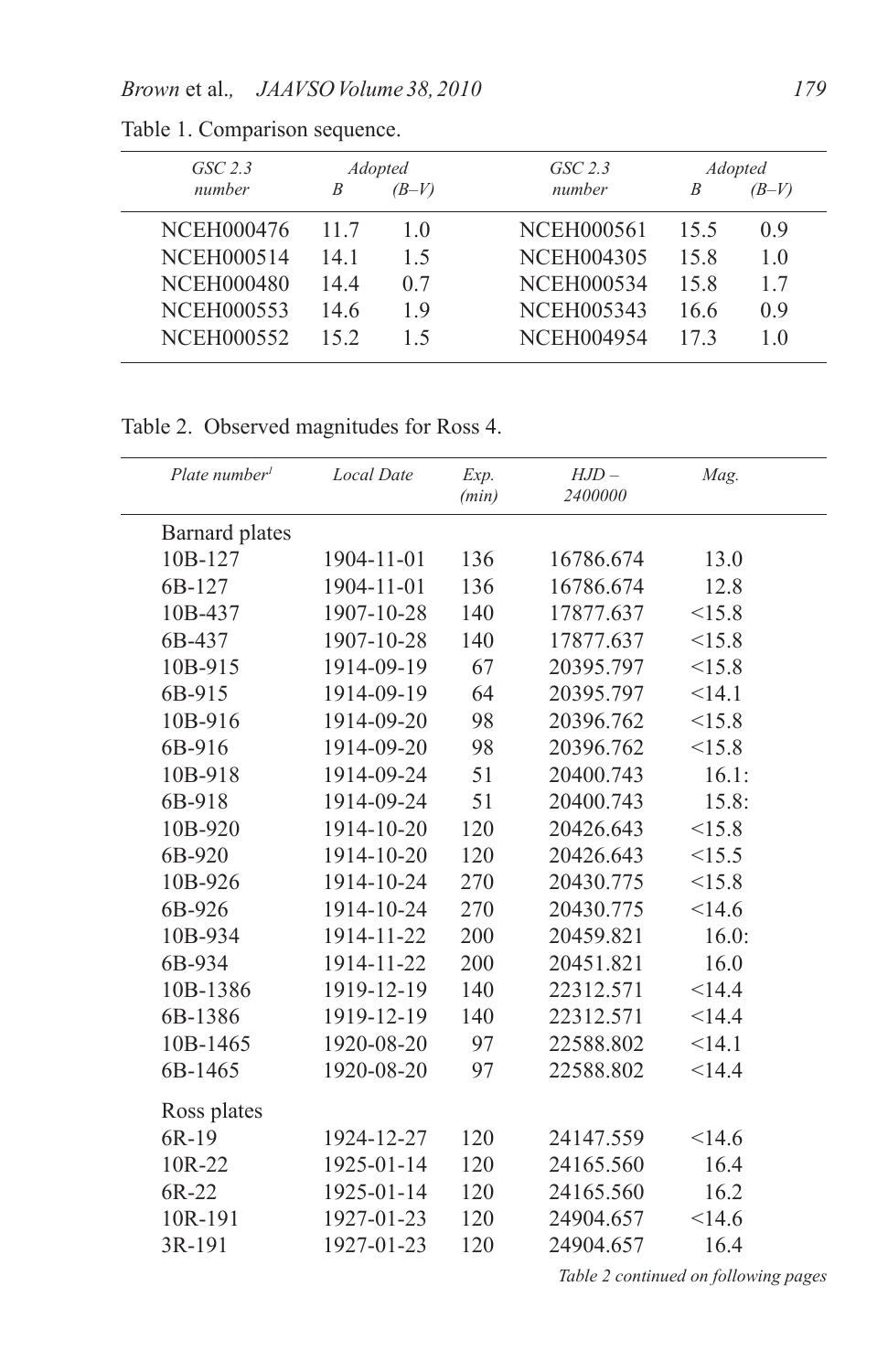Table 1. Comparison sequence.

| GSC 2.3 number | Adopted B | Adopted (B–V) | GSC 2.3 number | Adopted B | Adopted (B–V) |
|---|---|---|---|---|---|
| NCEH000476 | 11.7 | 1.0 | NCEH000561 | 15.5 | 0.9 |
| NCEH000514 | 14.1 | 1.5 | NCEH004305 | 15.8 | 1.0 |
| NCEH000480 | 14.4 | 0.7 | NCEH000534 | 15.8 | 1.7 |
| NCEH000553 | 14.6 | 1.9 | NCEH005343 | 16.6 | 0.9 |
| NCEH000552 | 15.2 | 1.5 | NCEH004954 | 17.3 | 1.0 |

Table 2. Observed magnitudes for Ross 4.

| Plate number[1] | Local Date | Exp. (min) | HJD – 2400000 | Mag. |
|---|---|---|---|---|
| Barnard plates | | | | |
| 10B-127 | 1904-11-01 | 136 | 16786.674 | 13.0 |
| 6B-127 | 1904-11-01 | 136 | 16786.674 | 12.8 |
| 10B-437 | 1907-10-28 | 140 | 17877.637 | <15.8 |
| 6B-437 | 1907-10-28 | 140 | 17877.637 | <15.8 |
| 10B-915 | 1914-09-19 | 67 | 20395.797 | <15.8 |
| 6B-915 | 1914-09-19 | 64 | 20395.797 | <14.1 |
| 10B-916 | 1914-09-20 | 98 | 20396.762 | <15.8 |
| 6B-916 | 1914-09-20 | 98 | 20396.762 | <15.8 |
| 10B-918 | 1914-09-24 | 51 | 20400.743 | 16.1: |
| 6B-918 | 1914-09-24 | 51 | 20400.743 | 15.8: |
| 10B-920 | 1914-10-20 | 120 | 20426.643 | <15.8 |
| 6B-920 | 1914-10-20 | 120 | 20426.643 | <15.5 |
| 10B-926 | 1914-10-24 | 270 | 20430.775 | <15.8 |
| 6B-926 | 1914-10-24 | 270 | 20430.775 | <14.6 |
| 10B-934 | 1914-11-22 | 200 | 20459.821 | 16.0: |
| 6B-934 | 1914-11-22 | 200 | 20451.821 | 16.0 |
| 10B-1386 | 1919-12-19 | 140 | 22312.571 | <14.4 |
| 6B-1386 | 1919-12-19 | 140 | 22312.571 | <14.4 |
| 10B-1465 | 1920-08-20 | 97 | 22588.802 | <14.1 |
| 6B-1465 | 1920-08-20 | 97 | 22588.802 | <14.4 |
| Ross plates | | | | |
| 6R-19 | 1924-12-27 | 120 | 24147.559 | <14.6 |
| 10R-22 | 1925-01-14 | 120 | 24165.560 | 16.4 |
| 6R-22 | 1925-01-14 | 120 | 24165.560 | 16.2 |
| 10R-191 | 1927-01-23 | 120 | 24904.657 | <14.6 |
| 3R-191 | 1927-01-23 | 120 | 24904.657 | 16.4 |

*Table 2 continued on following pages*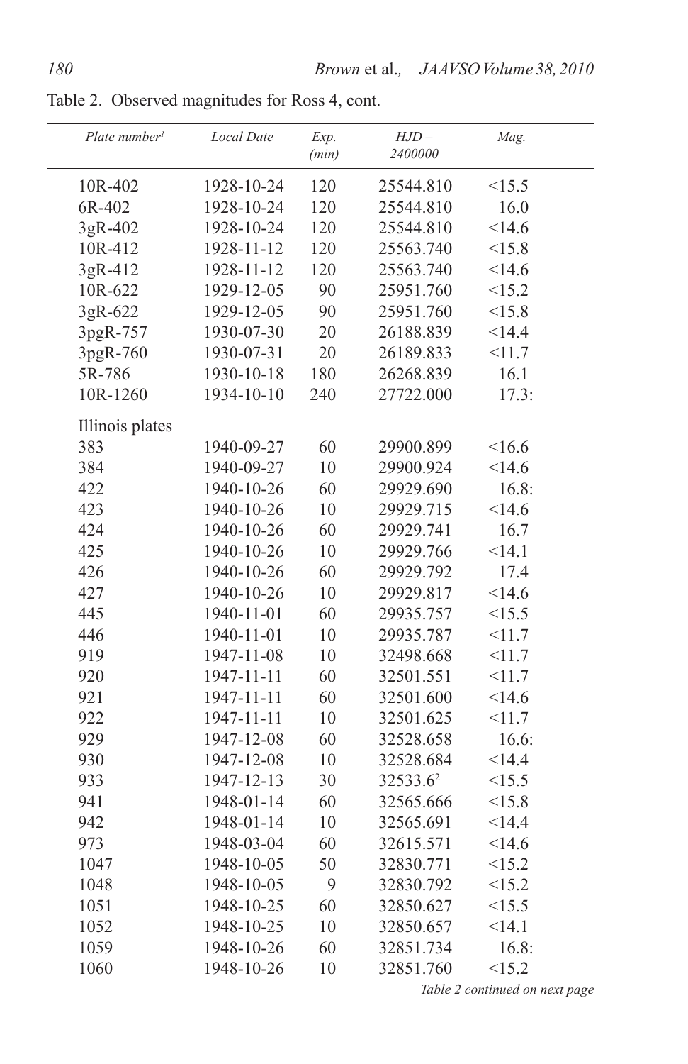Table 2. Observed magnitudes for Ross 4, cont.

| Plate number[1] | Local Date | Exp. (min) | HJD – 2400000 | Mag. |
|---|---|---|---|---|
| 10R-402 | 1928-10-24 | 120 | 25544.810 | <15.5 |
| 6R-402 | 1928-10-24 | 120 | 25544.810 | 16.0 |
| 3gR-402 | 1928-10-24 | 120 | 25544.810 | <14.6 |
| 10R-412 | 1928-11-12 | 120 | 25563.740 | <15.8 |
| 3gR-412 | 1928-11-12 | 120 | 25563.740 | <14.6 |
| 10R-622 | 1929-12-05 | 90 | 25951.760 | <15.2 |
| 3gR-622 | 1929-12-05 | 90 | 25951.760 | <15.8 |
| 3pgR-757 | 1930-07-30 | 20 | 26188.839 | <14.4 |
| 3pgR-760 | 1930-07-31 | 20 | 26189.833 | <11.7 |
| 5R-786 | 1930-10-18 | 180 | 26268.839 | 16.1 |
| 10R-1260 | 1934-10-10 | 240 | 27722.000 | 17.3: |
| Illinois plates | | | | |
| 383 | 1940-09-27 | 60 | 29900.899 | <16.6 |
| 384 | 1940-09-27 | 10 | 29900.924 | <14.6 |
| 422 | 1940-10-26 | 60 | 29929.690 | 16.8: |
| 423 | 1940-10-26 | 10 | 29929.715 | <14.6 |
| 424 | 1940-10-26 | 60 | 29929.741 | 16.7 |
| 425 | 1940-10-26 | 10 | 29929.766 | <14.1 |
| 426 | 1940-10-26 | 60 | 29929.792 | 17.4 |
| 427 | 1940-10-26 | 10 | 29929.817 | <14.6 |
| 445 | 1940-11-01 | 60 | 29935.757 | <15.5 |
| 446 | 1940-11-01 | 10 | 29935.787 | <11.7 |
| 919 | 1947-11-08 | 10 | 32498.668 | <11.7 |
| 920 | 1947-11-11 | 60 | 32501.551 | <11.7 |
| 921 | 1947-11-11 | 60 | 32501.600 | <14.6 |
| 922 | 1947-11-11 | 10 | 32501.625 | <11.7 |
| 929 | 1947-12-08 | 60 | 32528.658 | 16.6: |
| 930 | 1947-12-08 | 10 | 32528.684 | <14.4 |
| 933 | 1947-12-13 | 30 | 32533.6[2] | <15.5 |
| 941 | 1948-01-14 | 60 | 32565.666 | <15.8 |
| 942 | 1948-01-14 | 10 | 32565.691 | <14.4 |
| 973 | 1948-03-04 | 60 | 32615.571 | <14.6 |
| 1047 | 1948-10-05 | 50 | 32830.771 | <15.2 |
| 1048 | 1948-10-05 | 9 | 32830.792 | <15.2 |
| 1051 | 1948-10-25 | 60 | 32850.627 | <15.5 |
| 1052 | 1948-10-25 | 10 | 32850.657 | <14.1 |
| 1059 | 1948-10-26 | 60 | 32851.734 | 16.8: |
| 1060 | 1948-10-26 | 10 | 32851.760 | <15.2 |

*Table 2 continued on next page*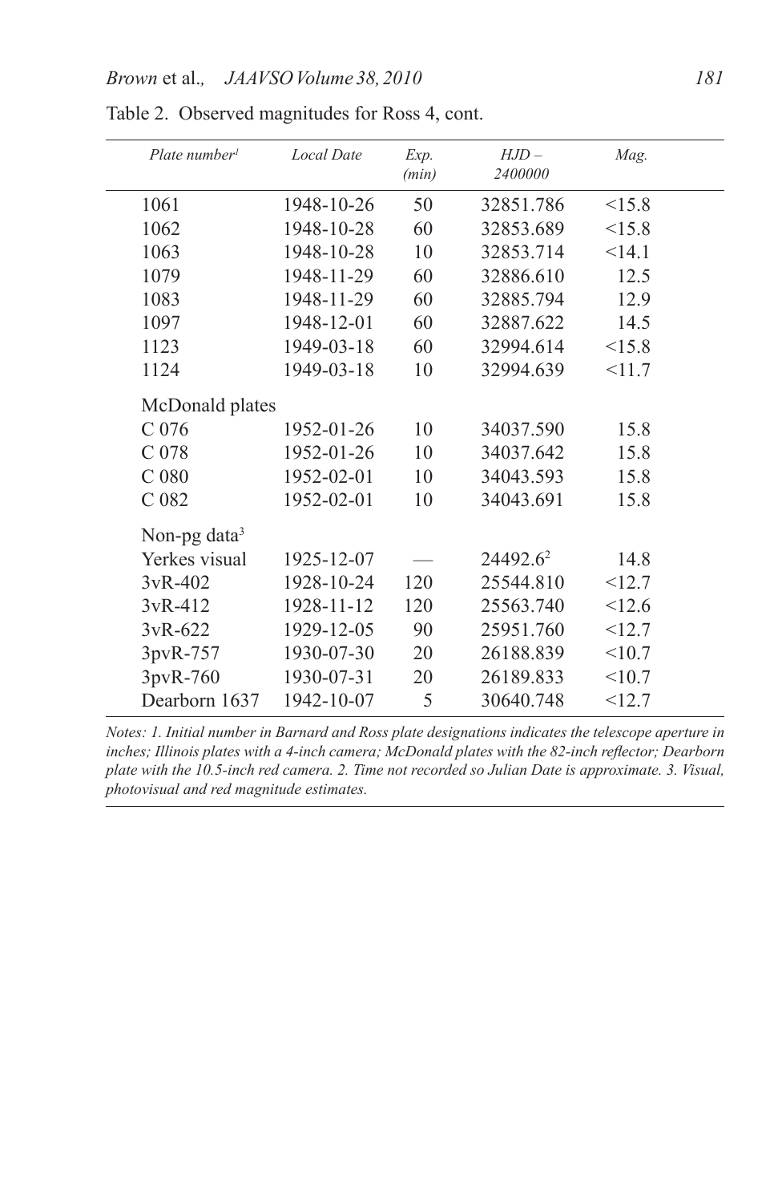Table 2. Observed magnitudes for Ross 4, cont.

| *Plate number*[1] | *Local Date* | *Exp. (min)* | *HJD – 2400000* | *Mag.* |
|---|---|---|---|---|
| 1061 | 1948-10-26 | 50 | 32851.786 | <15.8 |
| 1062 | 1948-10-28 | 60 | 32853.689 | <15.8 |
| 1063 | 1948-10-28 | 10 | 32853.714 | <14.1 |
| 1079 | 1948-11-29 | 60 | 32886.610 | 12.5 |
| 1083 | 1948-11-29 | 60 | 32885.794 | 12.9 |
| 1097 | 1948-12-01 | 60 | 32887.622 | 14.5 |
| 1123 | 1949-03-18 | 60 | 32994.614 | <15.8 |
| 1124 | 1949-03-18 | 10 | 32994.639 | <11.7 |
| McDonald plates | | | | |
| C 076 | 1952-01-26 | 10 | 34037.590 | 15.8 |
| C 078 | 1952-01-26 | 10 | 34037.642 | 15.8 |
| C 080 | 1952-02-01 | 10 | 34043.593 | 15.8 |
| C 082 | 1952-02-01 | 10 | 34043.691 | 15.8 |
| Non-pg data[3] | | | | |
| Yerkes visual | 1925-12-07 | — | 24492.6[2] | 14.8 |
| 3vR-402 | 1928-10-24 | 120 | 25544.810 | <12.7 |
| 3vR-412 | 1928-11-12 | 120 | 25563.740 | <12.6 |
| 3vR-622 | 1929-12-05 | 90 | 25951.760 | <12.7 |
| 3pvR-757 | 1930-07-30 | 20 | 26188.839 | <10.7 |
| 3pvR-760 | 1930-07-31 | 20 | 26189.833 | <10.7 |
| Dearborn 1637 | 1942-10-07 | 5 | 30640.748 | <12.7 |

*Notes: 1. Initial number in Barnard and Ross plate designations indicates the telescope aperture in inches; Illinois plates with a 4-inch camera; McDonald plates with the 82-inch reflector; Dearborn plate with the 10.5-inch red camera. 2. Time not recorded so Julian Date is approximate. 3. Visual, photovisual and red magnitude estimates.*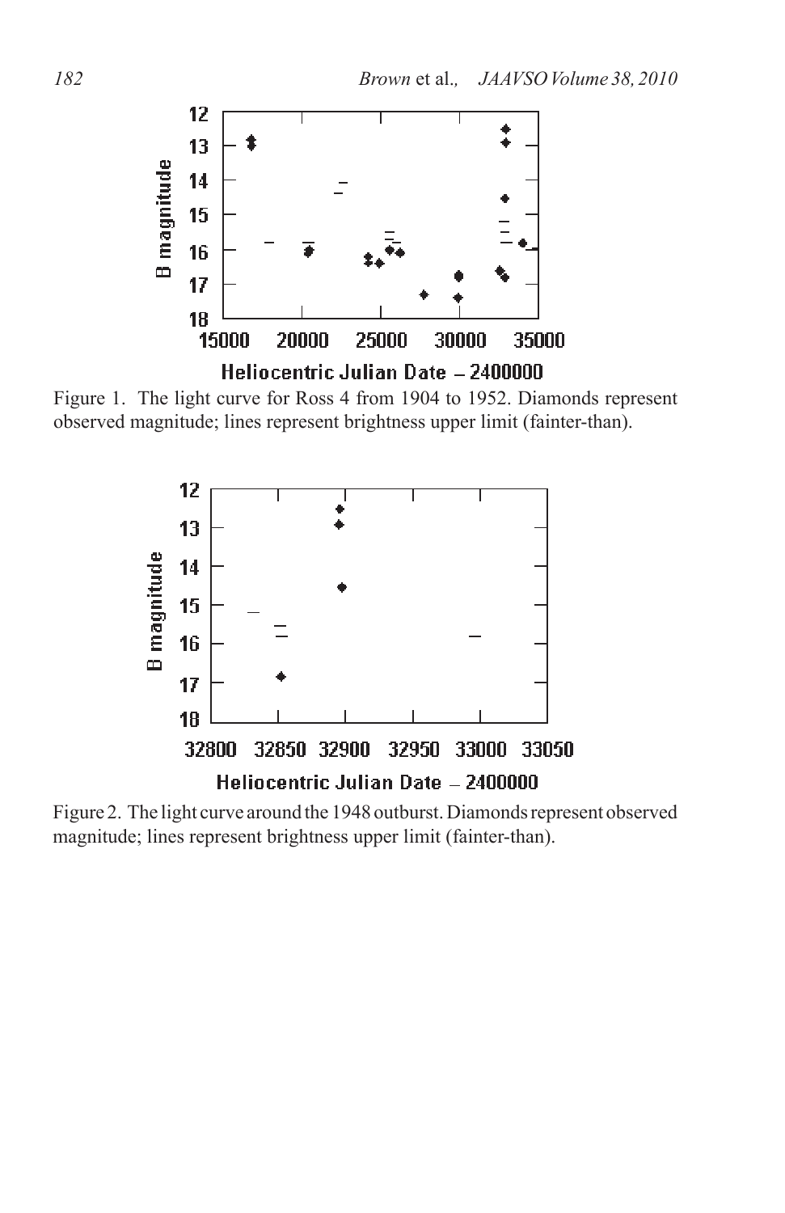12
13
14
15
16
17
18
B magnitude
15000 20000 25000 30000 35000
Heliocentric Julian Date – 2400000

Figure 1. The light curve for Ross 4 from 1904 to 1952. Diamonds represent observed magnitude; lines represent brightness upper limit (fainter-than).

12
13
14
15
16
17
18
B magnitude
32800 32850 32900 32950 33000 33050
Heliocentric Julian Date – 2400000

Figure 2. The light curve around the 1948 outburst. Diamonds represent observed magnitude; lines represent brightness upper limit (fainter-than).